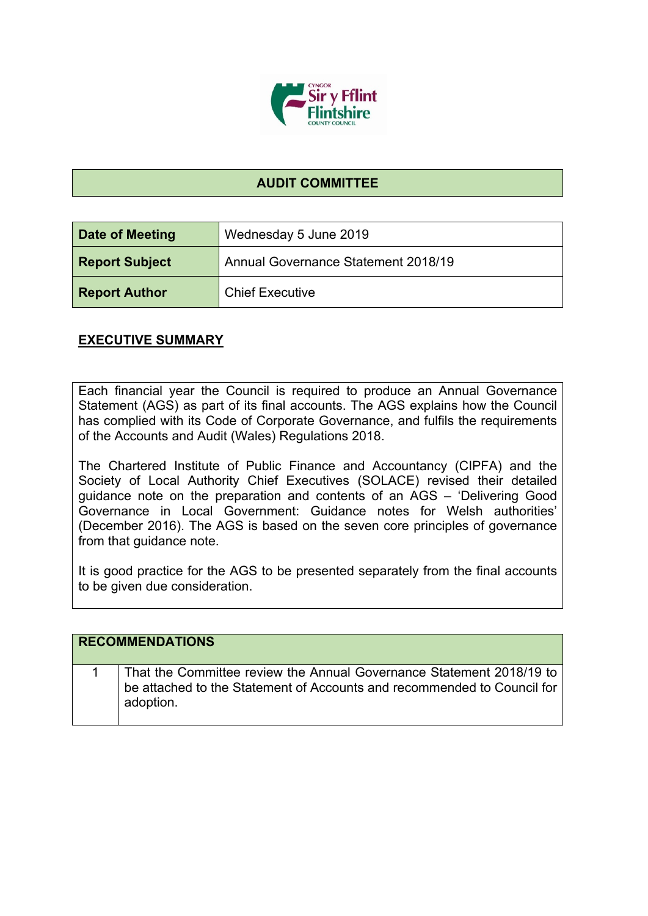## AUDIT COMMITTEE

| Date of Meeting | Wednesday 5 June 2019 |
|---|---|
| **Report Subject** | Annual Governance Statement 2018/19 |
| **Report Author** | Chief Executive |

## EXECUTIVE SUMMARY

Each financial year the Council is required to produce an Annual Governance Statement (AGS) as part of its final accounts. The AGS explains how the Council has complied with its Code of Corporate Governance, and fulfils the requirements of the Accounts and Audit (Wales) Regulations 2018.

The Chartered Institute of Public Finance and Accountancy (CIPFA) and the Society of Local Authority Chief Executives (SOLACE) revised their detailed guidance note on the preparation and contents of an AGS – 'Delivering Good Governance in Local Government: Guidance notes for Welsh authorities' (December 2016). The AGS is based on the seven core principles of governance from that guidance note.

It is good practice for the AGS to be presented separately from the final accounts to be given due consideration.

| RECOMMENDATIONS | |
|---|---|
| 1 | That the Committee review the Annual Governance Statement 2018/19 to be attached to the Statement of Accounts and recommended to Council for adoption. |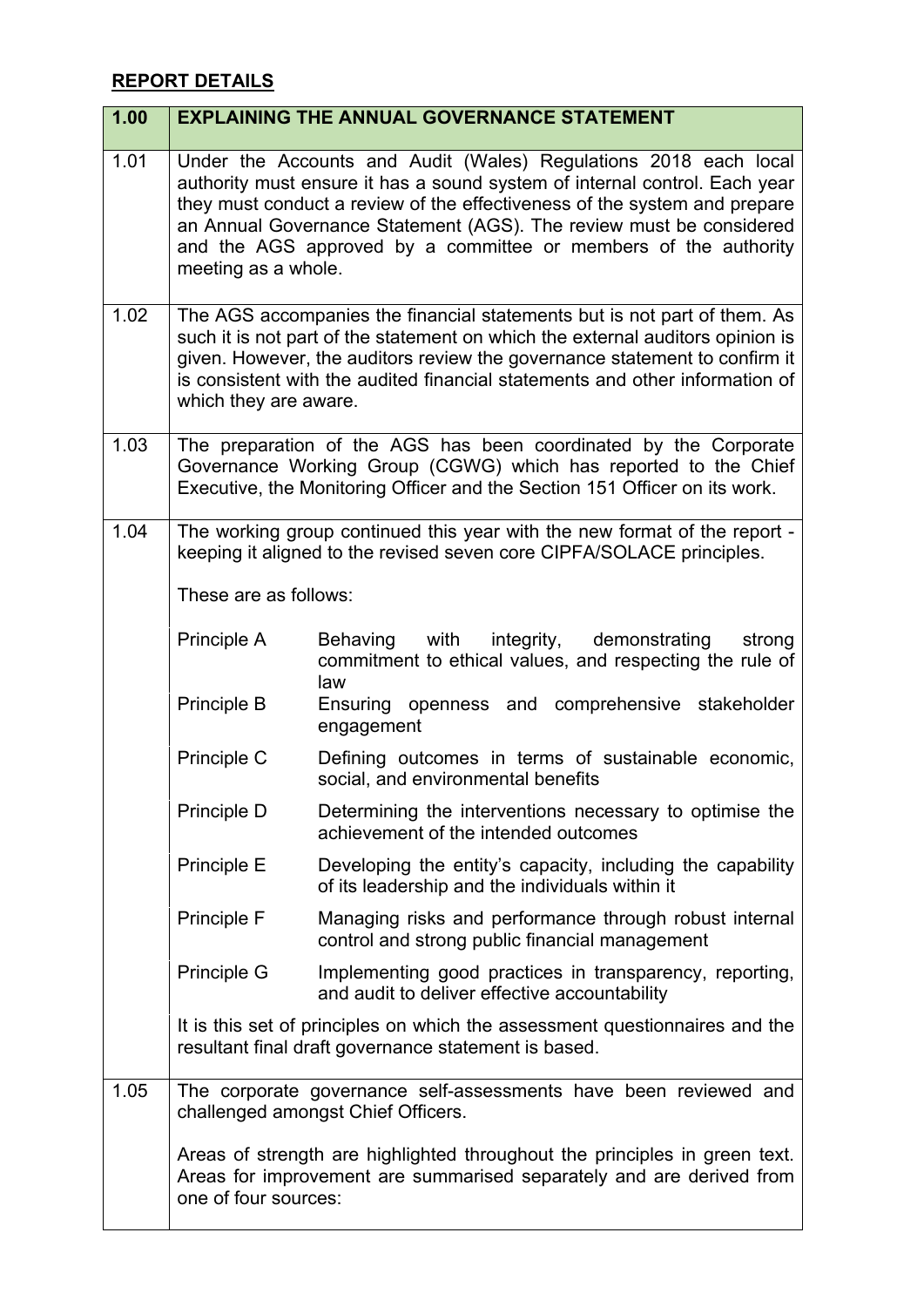## REPORT DETAILS

| 1.00 | EXPLAINING THE ANNUAL GOVERNANCE STATEMENT |
|---|---|
| 1.01 | Under the Accounts and Audit (Wales) Regulations 2018 each local authority must ensure it has a sound system of internal control. Each year they must conduct a review of the effectiveness of the system and prepare an Annual Governance Statement (AGS). The review must be considered and the AGS approved by a committee or members of the authority meeting as a whole. |
| 1.02 | The AGS accompanies the financial statements but is not part of them. As such it is not part of the statement on which the external auditors opinion is given. However, the auditors review the governance statement to confirm it is consistent with the audited financial statements and other information of which they are aware. |
| 1.03 | The preparation of the AGS has been coordinated by the Corporate Governance Working Group (CGWG) which has reported to the Chief Executive, the Monitoring Officer and the Section 151 Officer on its work. |
| 1.04 | The working group continued this year with the new format of the report - keeping it aligned to the revised seven core CIPFA/SOLACE principles.<br><br>These are as follows:<br><br>**Principle A** – Behaving with integrity, demonstrating strong commitment to ethical values, and respecting the rule of law<br>**Principle B** – Ensuring openness and comprehensive stakeholder engagement<br>**Principle C** – Defining outcomes in terms of sustainable economic, social, and environmental benefits<br>**Principle D** – Determining the interventions necessary to optimise the achievement of the intended outcomes<br>**Principle E** – Developing the entity's capacity, including the capability of its leadership and the individuals within it<br>**Principle F** – Managing risks and performance through robust internal control and strong public financial management<br>**Principle G** – Implementing good practices in transparency, reporting, and audit to deliver effective accountability<br><br>It is this set of principles on which the assessment questionnaires and the resultant final draft governance statement is based. |
| 1.05 | The corporate governance self-assessments have been reviewed and challenged amongst Chief Officers.<br><br>Areas of strength are highlighted throughout the principles in green text. Areas for improvement are summarised separately and are derived from one of four sources: |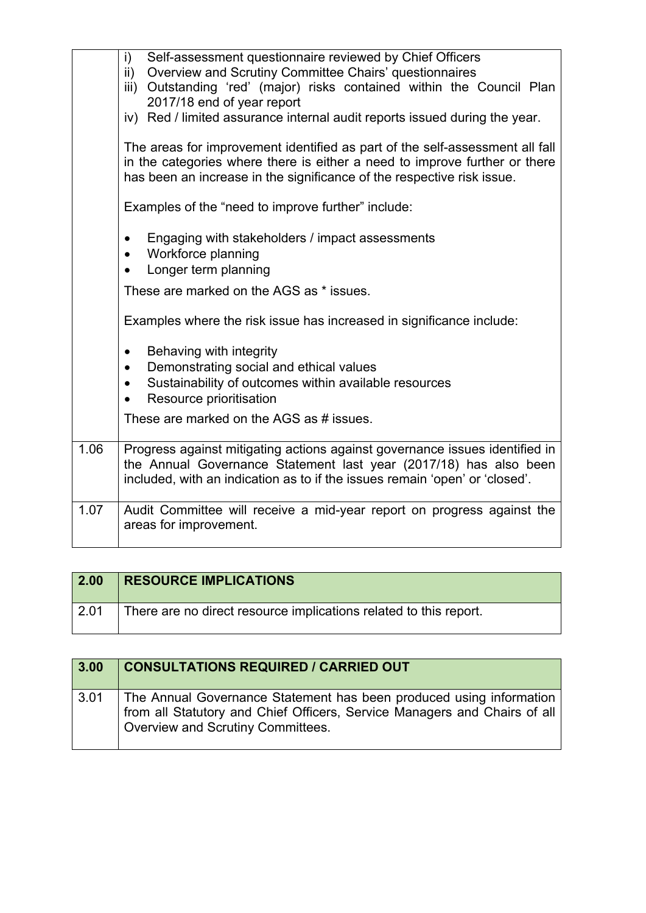| | |
|---|---|
| | i) Self-assessment questionnaire reviewed by Chief Officers<br>ii) Overview and Scrutiny Committee Chairs' questionnaires<br>iii) Outstanding 'red' (major) risks contained within the Council Plan 2017/18 end of year report<br>iv) Red / limited assurance internal audit reports issued during the year.<br><br>The areas for improvement identified as part of the self-assessment all fall in the categories where there is either a need to improve further or there has been an increase in the significance of the respective risk issue.<br><br>Examples of the "need to improve further" include:<br><br>• Engaging with stakeholders / impact assessments<br>• Workforce planning<br>• Longer term planning<br><br>These are marked on the AGS as * issues.<br><br>Examples where the risk issue has increased in significance include:<br><br>• Behaving with integrity<br>• Demonstrating social and ethical values<br>• Sustainability of outcomes within available resources<br>• Resource prioritisation<br><br>These are marked on the AGS as # issues. |
| 1.06 | Progress against mitigating actions against governance issues identified in the Annual Governance Statement last year (2017/18) has also been included, with an indication as to if the issues remain 'open' or 'closed'. |
| 1.07 | Audit Committee will receive a mid-year report on progress against the areas for improvement. |

| 2.00 | RESOURCE IMPLICATIONS |
|---|---|
| 2.01 | There are no direct resource implications related to this report. |

| 3.00 | CONSULTATIONS REQUIRED / CARRIED OUT |
|---|---|
| 3.01 | The Annual Governance Statement has been produced using information from all Statutory and Chief Officers, Service Managers and Chairs of all Overview and Scrutiny Committees. |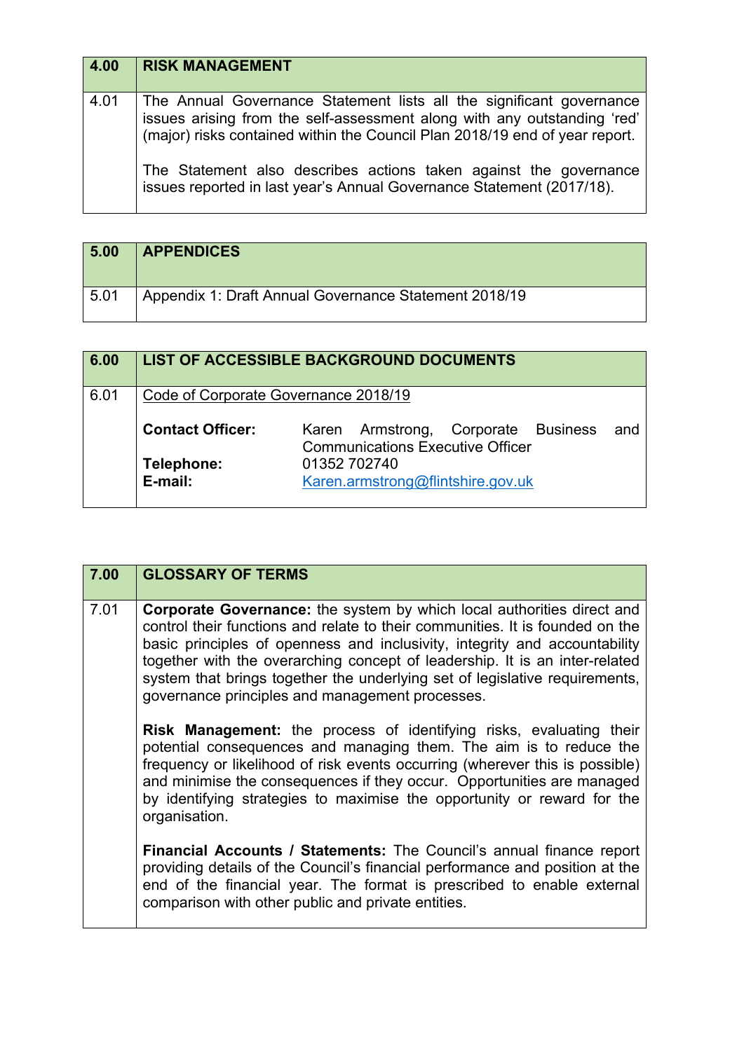| 4.00 | RISK MANAGEMENT |
|---|---|
| 4.01 | The Annual Governance Statement lists all the significant governance issues arising from the self-assessment along with any outstanding 'red' (major) risks contained within the Council Plan 2018/19 end of year report.<br><br>The Statement also describes actions taken against the governance issues reported in last year's Annual Governance Statement (2017/18). |

| 5.00 | APPENDICES |
|---|---|
| 5.01 | Appendix 1: Draft Annual Governance Statement 2018/19 |

| 6.00 | LIST OF ACCESSIBLE BACKGROUND DOCUMENTS |
|---|---|
| 6.01 | Code of Corporate Governance 2018/19<br><br>**Contact Officer:** Karen Armstrong, Corporate Business and Communications Executive Officer<br>**Telephone:** 01352 702740<br>**E-mail:** Karen.armstrong@flintshire.gov.uk |

| 7.00 | GLOSSARY OF TERMS |
|---|---|
| 7.01 | **Corporate Governance:** the system by which local authorities direct and control their functions and relate to their communities. It is founded on the basic principles of openness and inclusivity, integrity and accountability together with the overarching concept of leadership. It is an inter-related system that brings together the underlying set of legislative requirements, governance principles and management processes.<br><br>**Risk Management:** the process of identifying risks, evaluating their potential consequences and managing them. The aim is to reduce the frequency or likelihood of risk events occurring (wherever this is possible) and minimise the consequences if they occur. Opportunities are managed by identifying strategies to maximise the opportunity or reward for the organisation.<br><br>**Financial Accounts / Statements:** The Council's annual finance report providing details of the Council's financial performance and position at the end of the financial year. The format is prescribed to enable external comparison with other public and private entities. |